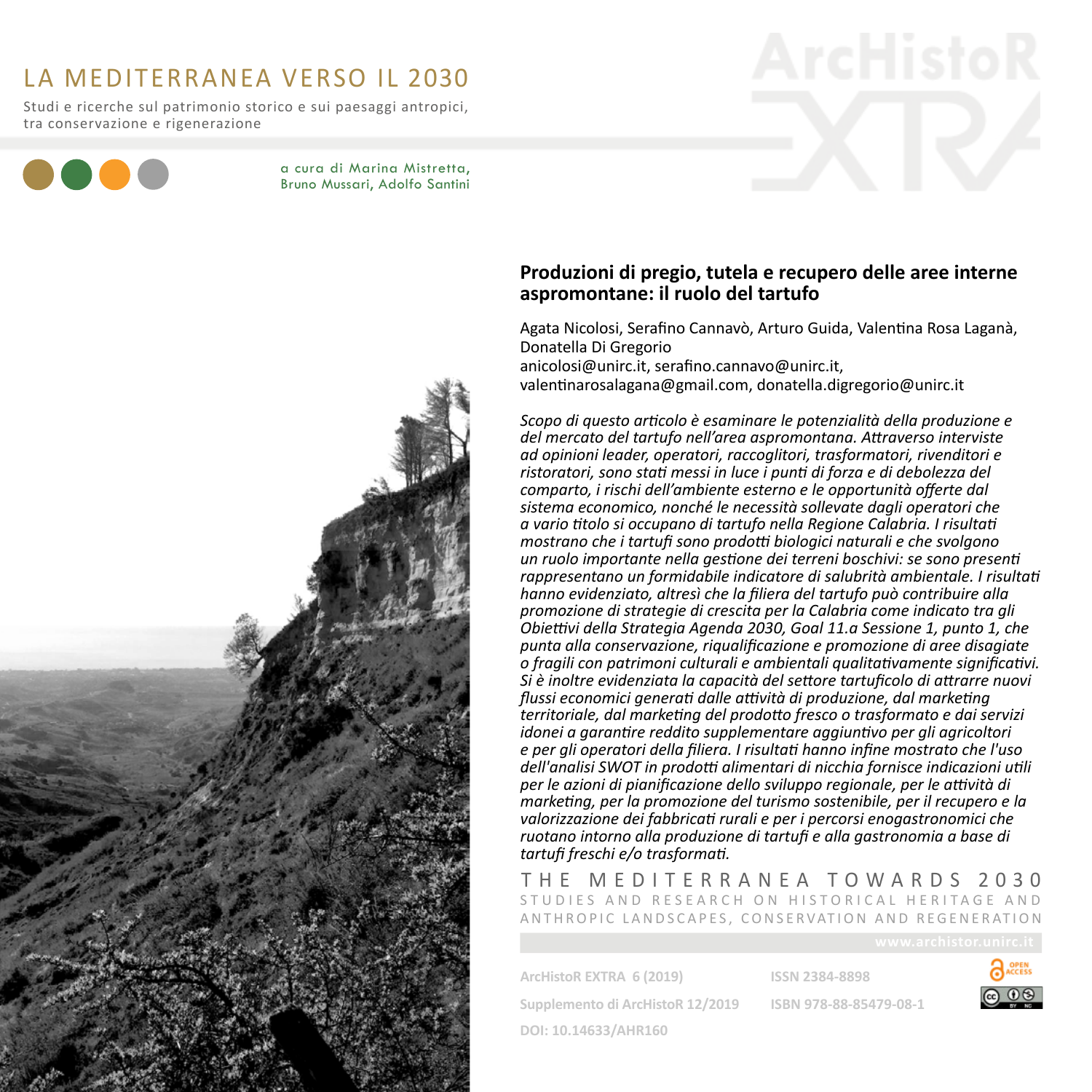# LA MEDITERRANEA VERSO IL 2030

Studi e ricerche sul patrimonio storico e sui paesaggi antropici, tra conservazione e rigenerazione

a cura di Marina Mistretta, Bruno Mussari, Adolfo Santini

## Produzioni di pregio, tutela e recupero delle aree interne aspromontane: il ruolo del tartufo

Agata Nicolosi, Serafino Cannavò, Arturo Guida, Valentina Rosa Laganà, Donatella Di Gregorio
anicolosi@unirc.it, serafino.cannavo@unirc.it, valentinarosalagana@gmail.com, donatella.digregorio@unirc.it

*Scopo di questo articolo è esaminare le potenzialità della produzione e del mercato del tartufo nell'area aspromontana. Attraverso interviste ad opinioni leader, operatori, raccoglitori, trasformatori, rivenditori e ristoratori, sono stati messi in luce i punti di forza e di debolezza del comparto, i rischi dell'ambiente esterno e le opportunità offerte dal sistema economico, nonché le necessità sollevate dagli operatori che a vario titolo si occupano di tartufo nella Regione Calabria. I risultati mostrano che i tartufi sono prodotti biologici naturali e che svolgono un ruolo importante nella gestione dei terreni boschivi: se sono presenti rappresentano un formidabile indicatore di salubrità ambientale. I risultati hanno evidenziato, altresì che la filiera del tartufo può contribuire alla promozione di strategie di crescita per la Calabria come indicato tra gli Obiettivi della Strategia Agenda 2030, Goal 11.a Sessione 1, punto 1, che punta alla conservazione, riqualificazione e promozione di aree disagiate o fragili con patrimoni culturali e ambientali qualitativamente significativi. Si è inoltre evidenziata la capacità del settore tartuficolo di attrarre nuovi flussi economici generati dalle attività di produzione, dal marketing territoriale, dal marketing del prodotto fresco o trasformato e dai servizi idonei a garantire reddito supplementare aggiuntivo per gli agricoltori e per gli operatori della filiera. I risultati hanno infine mostrato che l'uso dell'analisi SWOT in prodotti alimentari di nicchia fornisce indicazioni utili per le azioni di pianificazione dello sviluppo regionale, per le attività di marketing, per la promozione del turismo sostenibile, per il recupero e la valorizzazione dei fabbricati rurali e per i percorsi enogastronomici che ruotano intorno alla produzione di tartufi e alla gastronomia a base di tartufi freschi e/o trasformati.*

THE MEDITERRANEA TOWARDS 2030
STUDIES AND RESEARCH ON HISTORICAL HERITAGE AND ANTHROPIC LANDSCAPES, CONSERVATION AND REGENERATION

www.archistor.unirc.it

ArcHistoR EXTRA 6 (2019)
Supplemento di ArcHistoR 12/2019
DOI: 10.14633/AHR160

ISSN 2384-8898
ISBN 978-88-85479-08-1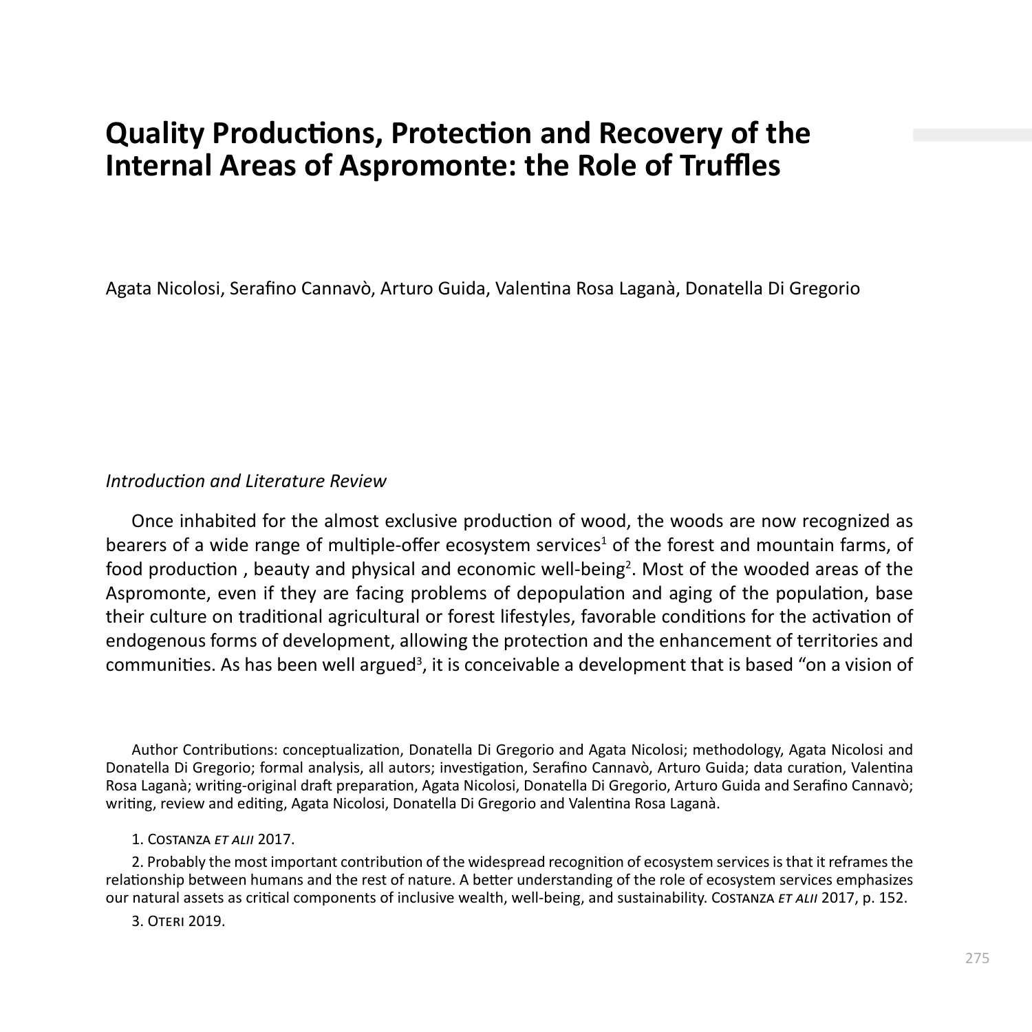# Quality Productions, Protection and Recovery of the Internal Areas of Aspromonte: the Role of Truffles

Agata Nicolosi, Serafino Cannavò, Arturo Guida, Valentina Rosa Laganà, Donatella Di Gregorio

*Introduction and Literature Review*

Once inhabited for the almost exclusive production of wood, the woods are now recognized as bearers of a wide range of multiple-offer ecosystem services[1] of the forest and mountain farms, of food production , beauty and physical and economic well-being[2]. Most of the wooded areas of the Aspromonte, even if they are facing problems of depopulation and aging of the population, base their culture on traditional agricultural or forest lifestyles, favorable conditions for the activation of endogenous forms of development, allowing the protection and the enhancement of territories and communities. As has been well argued[3], it is conceivable a development that is based "on a vision of

Author Contributions: conceptualization, Donatella Di Gregorio and Agata Nicolosi; methodology, Agata Nicolosi and Donatella Di Gregorio; formal analysis, all autors; investigation, Serafino Cannavò, Arturo Guida; data curation, Valentina Rosa Laganà; writing-original draft preparation, Agata Nicolosi, Donatella Di Gregorio, Arturo Guida and Serafino Cannavò; writing, review and editing, Agata Nicolosi, Donatella Di Gregorio and Valentina Rosa Laganà.

1. Costanza *et alii* 2017.

2. Probably the most important contribution of the widespread recognition of ecosystem services is that it reframes the relationship between humans and the rest of nature. A better understanding of the role of ecosystem services emphasizes our natural assets as critical components of inclusive wealth, well-being, and sustainability. Costanza *et alii* 2017, p. 152.

3. Oteri 2019.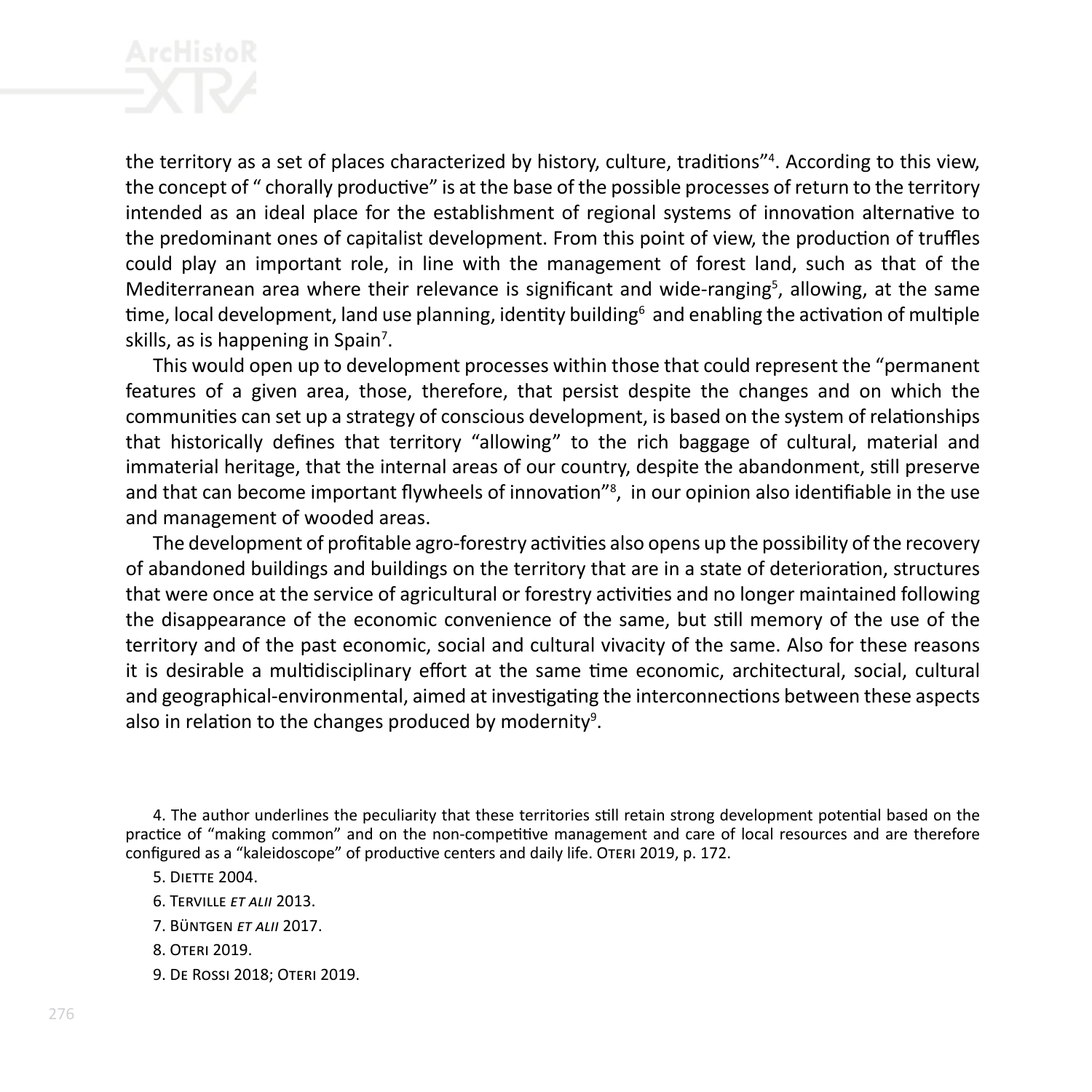the territory as a set of places characterized by history, culture, traditions"[4]. According to this view, the concept of " chorally productive" is at the base of the possible processes of return to the territory intended as an ideal place for the establishment of regional systems of innovation alternative to the predominant ones of capitalist development. From this point of view, the production of truffles could play an important role, in line with the management of forest land, such as that of the Mediterranean area where their relevance is significant and wide-ranging[5], allowing, at the same time, local development, land use planning, identity building[6] and enabling the activation of multiple skills, as is happening in Spain[7].

This would open up to development processes within those that could represent the "permanent features of a given area, those, therefore, that persist despite the changes and on which the communities can set up a strategy of conscious development, is based on the system of relationships that historically defines that territory "allowing" to the rich baggage of cultural, material and immaterial heritage, that the internal areas of our country, despite the abandonment, still preserve and that can become important flywheels of innovation"[8], in our opinion also identifiable in the use and management of wooded areas.

The development of profitable agro-forestry activities also opens up the possibility of the recovery of abandoned buildings and buildings on the territory that are in a state of deterioration, structures that were once at the service of agricultural or forestry activities and no longer maintained following the disappearance of the economic convenience of the same, but still memory of the use of the territory and of the past economic, social and cultural vivacity of the same. Also for these reasons it is desirable a multidisciplinary effort at the same time economic, architectural, social, cultural and geographical-environmental, aimed at investigating the interconnections between these aspects also in relation to the changes produced by modernity[9].

4. The author underlines the peculiarity that these territories still retain strong development potential based on the practice of "making common" and on the non-competitive management and care of local resources and are therefore configured as a "kaleidoscope" of productive centers and daily life. Oteri 2019, p. 172.

5. Diette 2004.

6. Terville *et alii* 2013.

7. Büntgen *et alii* 2017.

8. Oteri 2019.

9. De Rossi 2018; Oteri 2019.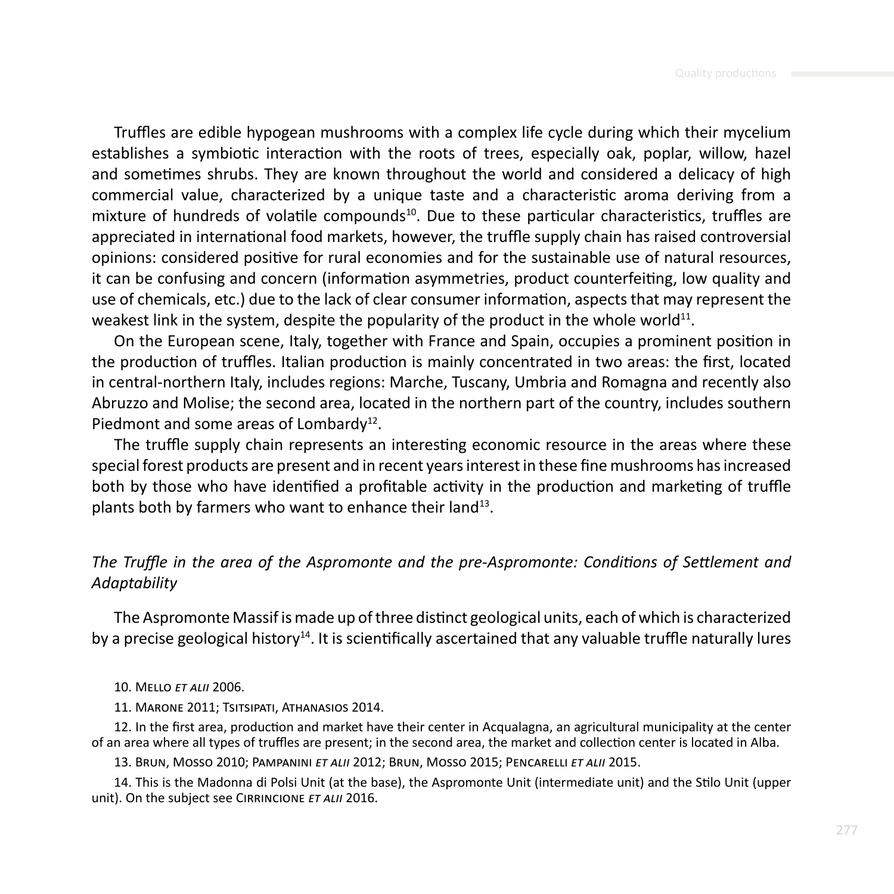Truffles are edible hypogean mushrooms with a complex life cycle during which their mycelium establishes a symbiotic interaction with the roots of trees, especially oak, poplar, willow, hazel and sometimes shrubs. They are known throughout the world and considered a delicacy of high commercial value, characterized by a unique taste and a characteristic aroma deriving from a mixture of hundreds of volatile compounds[10]. Due to these particular characteristics, truffles are appreciated in international food markets, however, the truffle supply chain has raised controversial opinions: considered positive for rural economies and for the sustainable use of natural resources, it can be confusing and concern (information asymmetries, product counterfeiting, low quality and use of chemicals, etc.) due to the lack of clear consumer information, aspects that may represent the weakest link in the system, despite the popularity of the product in the whole world[11].

On the European scene, Italy, together with France and Spain, occupies a prominent position in the production of truffles. Italian production is mainly concentrated in two areas: the first, located in central-northern Italy, includes regions: Marche, Tuscany, Umbria and Romagna and recently also Abruzzo and Molise; the second area, located in the northern part of the country, includes southern Piedmont and some areas of Lombardy[12].

The truffle supply chain represents an interesting economic resource in the areas where these special forest products are present and in recent years interest in these fine mushrooms has increased both by those who have identified a profitable activity in the production and marketing of truffle plants both by farmers who want to enhance their land[13].

### *The Truffle in the area of the Aspromonte and the pre-Aspromonte: Conditions of Settlement and Adaptability*

The Aspromonte Massif is made up of three distinct geological units, each of which is characterized by a precise geological history[14]. It is scientifically ascertained that any valuable truffle naturally lures

10. Mello *et alii* 2006.

11. Marone 2011; Tsitsipati, Athanasios 2014.

12. In the first area, production and market have their center in Acqualagna, an agricultural municipality at the center of an area where all types of truffles are present; in the second area, the market and collection center is located in Alba.

13. Brun, Mosso 2010; Pampanini *et alii* 2012; Brun, Mosso 2015; Pencarelli *et alii* 2015.

14. This is the Madonna di Polsi Unit (at the base), the Aspromonte Unit (intermediate unit) and the Stilo Unit (upper unit). On the subject see Cirrincione *et alii* 2016.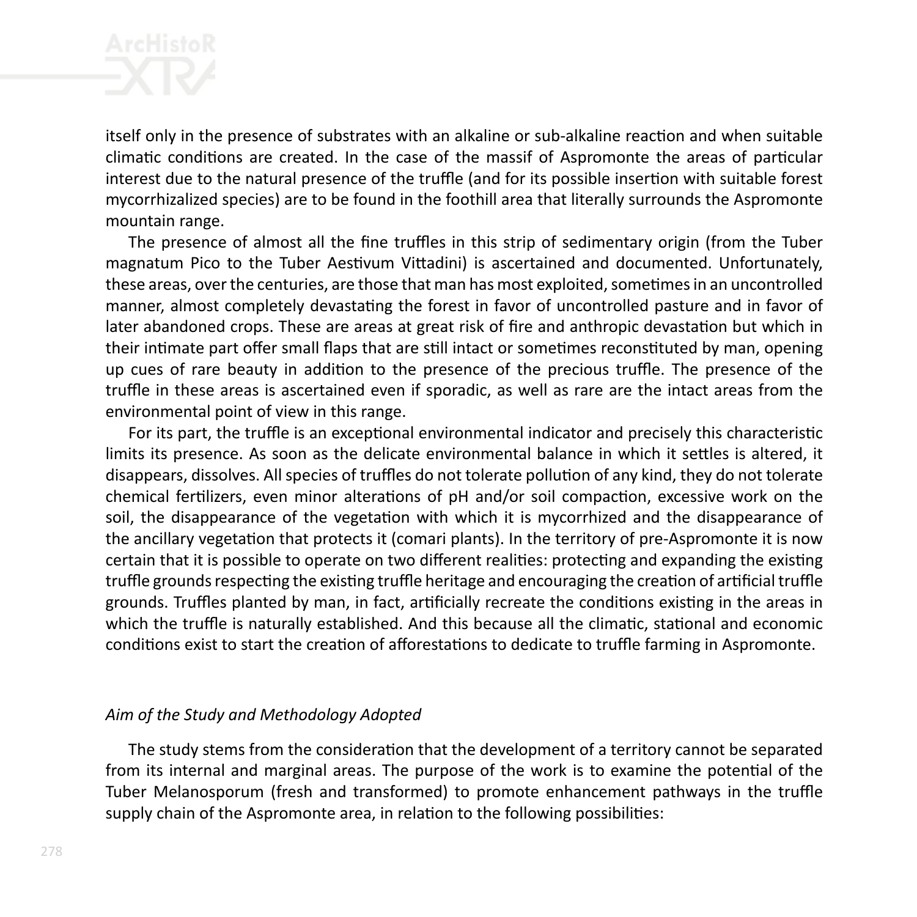itself only in the presence of substrates with an alkaline or sub-alkaline reaction and when suitable climatic conditions are created. In the case of the massif of Aspromonte the areas of particular interest due to the natural presence of the truffle (and for its possible insertion with suitable forest mycorrhizalized species) are to be found in the foothill area that literally surrounds the Aspromonte mountain range.

The presence of almost all the fine truffles in this strip of sedimentary origin (from the Tuber magnatum Pico to the Tuber Aestivum Vittadini) is ascertained and documented. Unfortunately, these areas, over the centuries, are those that man has most exploited, sometimes in an uncontrolled manner, almost completely devastating the forest in favor of uncontrolled pasture and in favor of later abandoned crops. These are areas at great risk of fire and anthropic devastation but which in their intimate part offer small flaps that are still intact or sometimes reconstituted by man, opening up cues of rare beauty in addition to the presence of the precious truffle. The presence of the truffle in these areas is ascertained even if sporadic, as well as rare are the intact areas from the environmental point of view in this range.

For its part, the truffle is an exceptional environmental indicator and precisely this characteristic limits its presence. As soon as the delicate environmental balance in which it settles is altered, it disappears, dissolves. All species of truffles do not tolerate pollution of any kind, they do not tolerate chemical fertilizers, even minor alterations of pH and/or soil compaction, excessive work on the soil, the disappearance of the vegetation with which it is mycorrhized and the disappearance of the ancillary vegetation that protects it (comari plants). In the territory of pre-Aspromonte it is now certain that it is possible to operate on two different realities: protecting and expanding the existing truffle grounds respecting the existing truffle heritage and encouraging the creation of artificial truffle grounds. Truffles planted by man, in fact, artificially recreate the conditions existing in the areas in which the truffle is naturally established. And this because all the climatic, stational and economic conditions exist to start the creation of afforestations to dedicate to truffle farming in Aspromonte.

*Aim of the Study and Methodology Adopted*

The study stems from the consideration that the development of a territory cannot be separated from its internal and marginal areas. The purpose of the work is to examine the potential of the Tuber Melanosporum (fresh and transformed) to promote enhancement pathways in the truffle supply chain of the Aspromonte area, in relation to the following possibilities: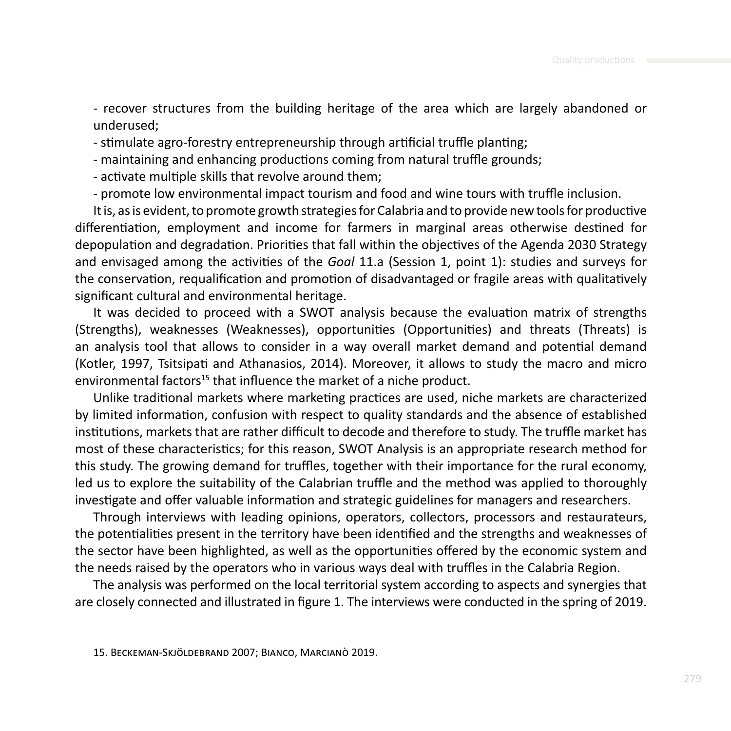- recover structures from the building heritage of the area which are largely abandoned or underused;
- stimulate agro-forestry entrepreneurship through artificial truffle planting;
- maintaining and enhancing productions coming from natural truffle grounds;
- activate multiple skills that revolve around them;
- promote low environmental impact tourism and food and wine tours with truffle inclusion.

It is, as is evident, to promote growth strategies for Calabria and to provide new tools for productive differentiation, employment and income for farmers in marginal areas otherwise destined for depopulation and degradation. Priorities that fall within the objectives of the Agenda 2030 Strategy and envisaged among the activities of the *Goal* 11.a (Session 1, point 1): studies and surveys for the conservation, requalification and promotion of disadvantaged or fragile areas with qualitatively significant cultural and environmental heritage.

It was decided to proceed with a SWOT analysis because the evaluation matrix of strengths (Strengths), weaknesses (Weaknesses), opportunities (Opportunities) and threats (Threats) is an analysis tool that allows to consider in a way overall market demand and potential demand (Kotler, 1997, Tsitsipati and Athanasios, 2014). Moreover, it allows to study the macro and micro environmental factors[15] that influence the market of a niche product.

Unlike traditional markets where marketing practices are used, niche markets are characterized by limited information, confusion with respect to quality standards and the absence of established institutions, markets that are rather difficult to decode and therefore to study. The truffle market has most of these characteristics; for this reason, SWOT Analysis is an appropriate research method for this study. The growing demand for truffles, together with their importance for the rural economy, led us to explore the suitability of the Calabrian truffle and the method was applied to thoroughly investigate and offer valuable information and strategic guidelines for managers and researchers.

Through interviews with leading opinions, operators, collectors, processors and restaurateurs, the potentialities present in the territory have been identified and the strengths and weaknesses of the sector have been highlighted, as well as the opportunities offered by the economic system and the needs raised by the operators who in various ways deal with truffles in the Calabria Region.

The analysis was performed on the local territorial system according to aspects and synergies that are closely connected and illustrated in figure 1. The interviews were conducted in the spring of 2019.

15. Beckeman-Skjöldebrand 2007; Bianco, Marcianò 2019.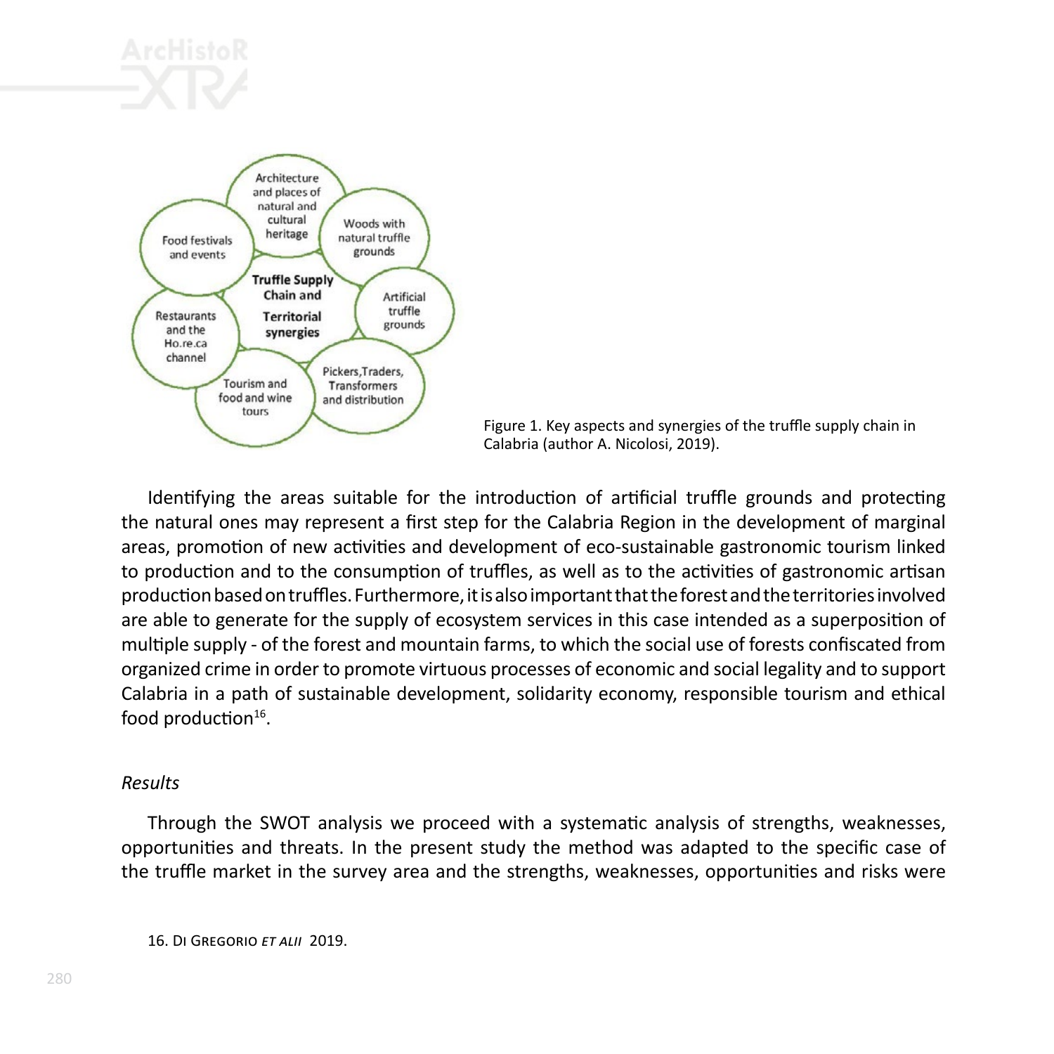Figure 1. Key aspects and synergies of the truffle supply chain in Calabria (author A. Nicolosi, 2019).

Identifying the areas suitable for the introduction of artificial truffle grounds and protecting the natural ones may represent a first step for the Calabria Region in the development of marginal areas, promotion of new activities and development of eco-sustainable gastronomic tourism linked to production and to the consumption of truffles, as well as to the activities of gastronomic artisan production based on truffles. Furthermore, it is also important that the forest and the territories involved are able to generate for the supply of ecosystem services in this case intended as a superposition of multiple supply - of the forest and mountain farms, to which the social use of forests confiscated from organized crime in order to promote virtuous processes of economic and social legality and to support Calabria in a path of sustainable development, solidarity economy, responsible tourism and ethical food production[16].

*Results*

Through the SWOT analysis we proceed with a systematic analysis of strengths, weaknesses, opportunities and threats. In the present study the method was adapted to the specific case of the truffle market in the survey area and the strengths, weaknesses, opportunities and risks were

16. Di Gregorio *et alii* 2019.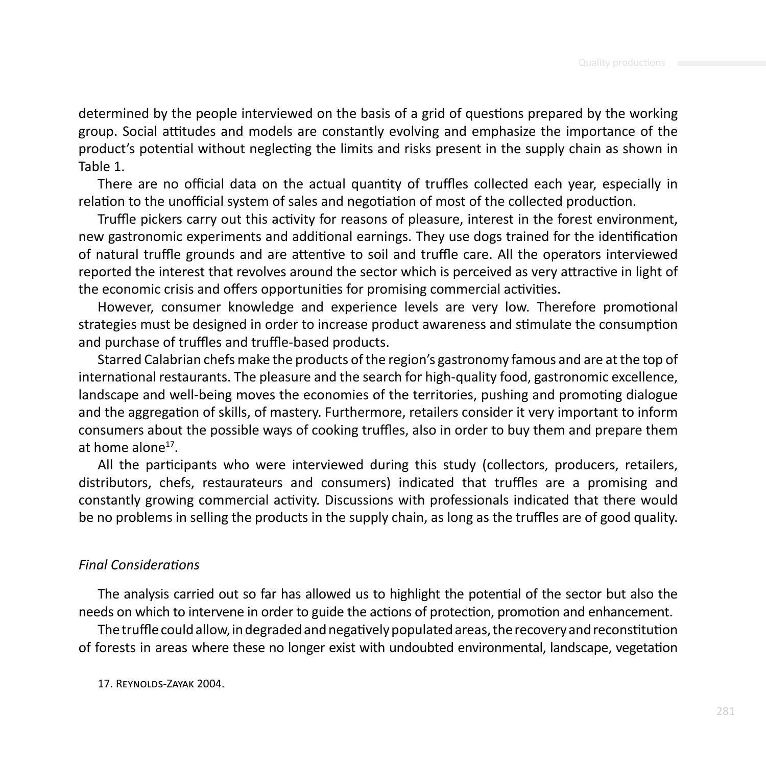determined by the people interviewed on the basis of a grid of questions prepared by the working group. Social attitudes and models are constantly evolving and emphasize the importance of the product's potential without neglecting the limits and risks present in the supply chain as shown in Table 1.

There are no official data on the actual quantity of truffles collected each year, especially in relation to the unofficial system of sales and negotiation of most of the collected production.

Truffle pickers carry out this activity for reasons of pleasure, interest in the forest environment, new gastronomic experiments and additional earnings. They use dogs trained for the identification of natural truffle grounds and are attentive to soil and truffle care. All the operators interviewed reported the interest that revolves around the sector which is perceived as very attractive in light of the economic crisis and offers opportunities for promising commercial activities.

However, consumer knowledge and experience levels are very low. Therefore promotional strategies must be designed in order to increase product awareness and stimulate the consumption and purchase of truffles and truffle-based products.

Starred Calabrian chefs make the products of the region's gastronomy famous and are at the top of international restaurants. The pleasure and the search for high-quality food, gastronomic excellence, landscape and well-being moves the economies of the territories, pushing and promoting dialogue and the aggregation of skills, of mastery. Furthermore, retailers consider it very important to inform consumers about the possible ways of cooking truffles, also in order to buy them and prepare them at home alone[17].

All the participants who were interviewed during this study (collectors, producers, retailers, distributors, chefs, restaurateurs and consumers) indicated that truffles are a promising and constantly growing commercial activity. Discussions with professionals indicated that there would be no problems in selling the products in the supply chain, as long as the truffles are of good quality.

### *Final Considerations*

The analysis carried out so far has allowed us to highlight the potential of the sector but also the needs on which to intervene in order to guide the actions of protection, promotion and enhancement.

The truffle could allow, in degraded and negatively populated areas, the recovery and reconstitution of forests in areas where these no longer exist with undoubted environmental, landscape, vegetation

17. Reynolds-Zayak 2004.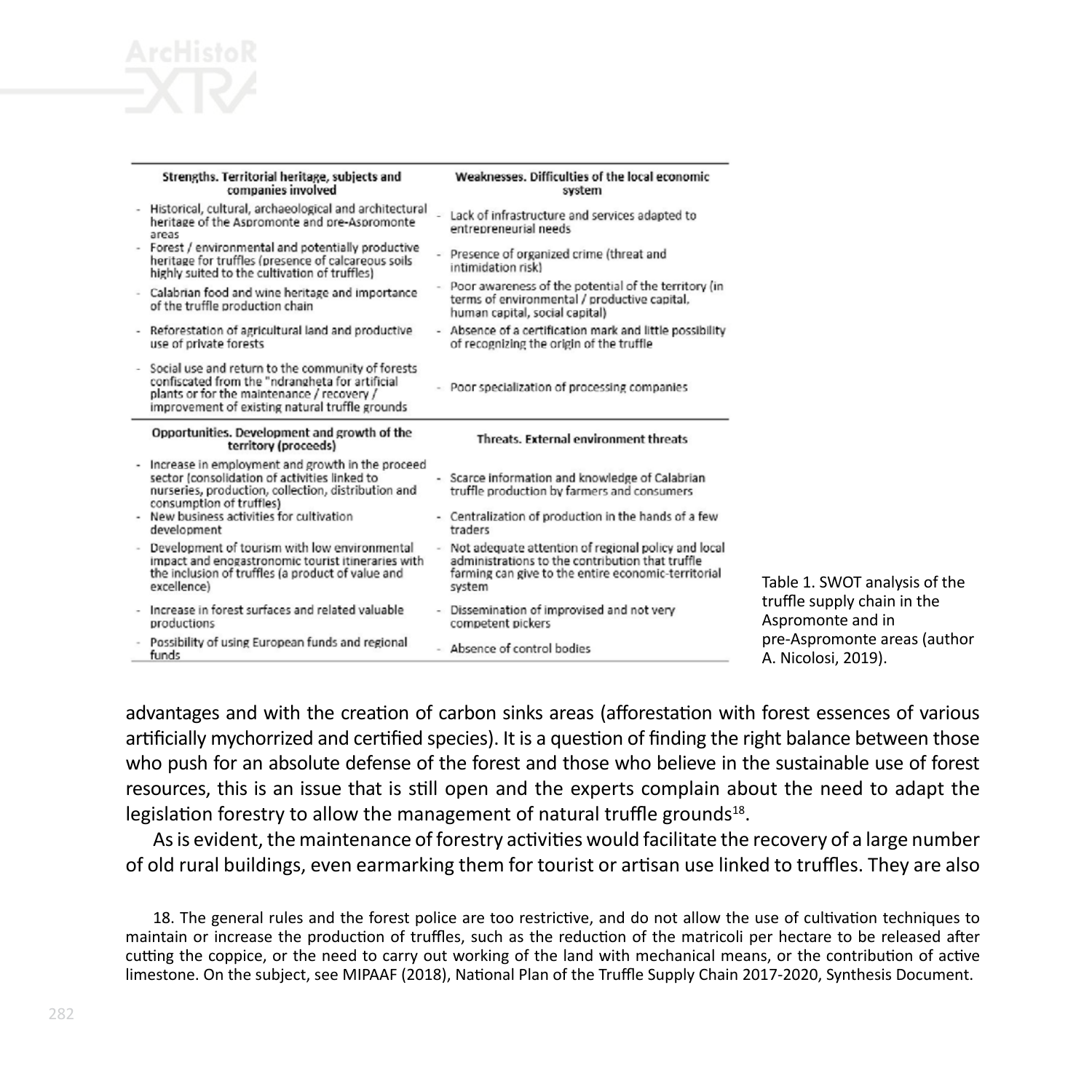| Strengths. Territorial heritage, subjects and companies involved | Weaknesses. Difficulties of the local economic system |
|---|---|
| - Historical, cultural, archaeological and architectural heritage of the Aspromonte and pre-Aspromonte areas | - Lack of infrastructure and services adapted to entrepreneurial needs |
| - Forest / environmental and potentially productive heritage for truffles (presence of calcareous soils highly suited to the cultivation of truffles) | - Presence of organized crime (threat and intimidation risk) |
| - Calabrian food and wine heritage and importance of the truffle production chain | - Poor awareness of the potential of the territory (in terms of environmental / productive capital, human capital, social capital) |
| - Reforestation of agricultural land and productive use of private forests | - Absence of a certification mark and little possibility of recognizing the origin of the truffle |
| - Social use and return to the community of forests confiscated from the "ndrangheta for artificial plants or for the maintenance / recovery / improvement of existing natural truffle grounds | - Poor specialization of processing companies |
| **Opportunities. Development and growth of the territory (proceeds)** | **Threats. External environment threats** |
| - Increase in employment and growth in the proceed sector (consolidation of activities linked to nurseries, production, collection, distribution and consumption of truffles) | - Scarce information and knowledge of Calabrian truffle production by farmers and consumers |
| - New business activities for cultivation development | - Centralization of production in the hands of a few traders |
| - Development of tourism with low environmental impact and enogastronomic tourist itineraries with the inclusion of truffles (a product of value and excellence) | - Not adequate attention of regional policy and local administrations to the contribution that truffle farming can give to the entire economic-territorial system |
| - Increase in forest surfaces and related valuable productions | - Dissemination of improvised and not very competent pickers |
| - Possibility of using European funds and regional funds | - Absence of control bodies |

Table 1. SWOT analysis of the truffle supply chain in the Aspromonte and in pre-Aspromonte areas (author A. Nicolosi, 2019).

advantages and with the creation of carbon sinks areas (afforestation with forest essences of various artificially mychorrized and certified species). It is a question of finding the right balance between those who push for an absolute defense of the forest and those who believe in the sustainable use of forest resources, this is an issue that is still open and the experts complain about the need to adapt the legislation forestry to allow the management of natural truffle grounds[18].

As is evident, the maintenance of forestry activities would facilitate the recovery of a large number of old rural buildings, even earmarking them for tourist or artisan use linked to truffles. They are also

18. The general rules and the forest police are too restrictive, and do not allow the use of cultivation techniques to maintain or increase the production of truffles, such as the reduction of the matricoli per hectare to be released after cutting the coppice, or the need to carry out working of the land with mechanical means, or the contribution of active limestone. On the subject, see MIPAAF (2018), National Plan of the Truffle Supply Chain 2017-2020, Synthesis Document.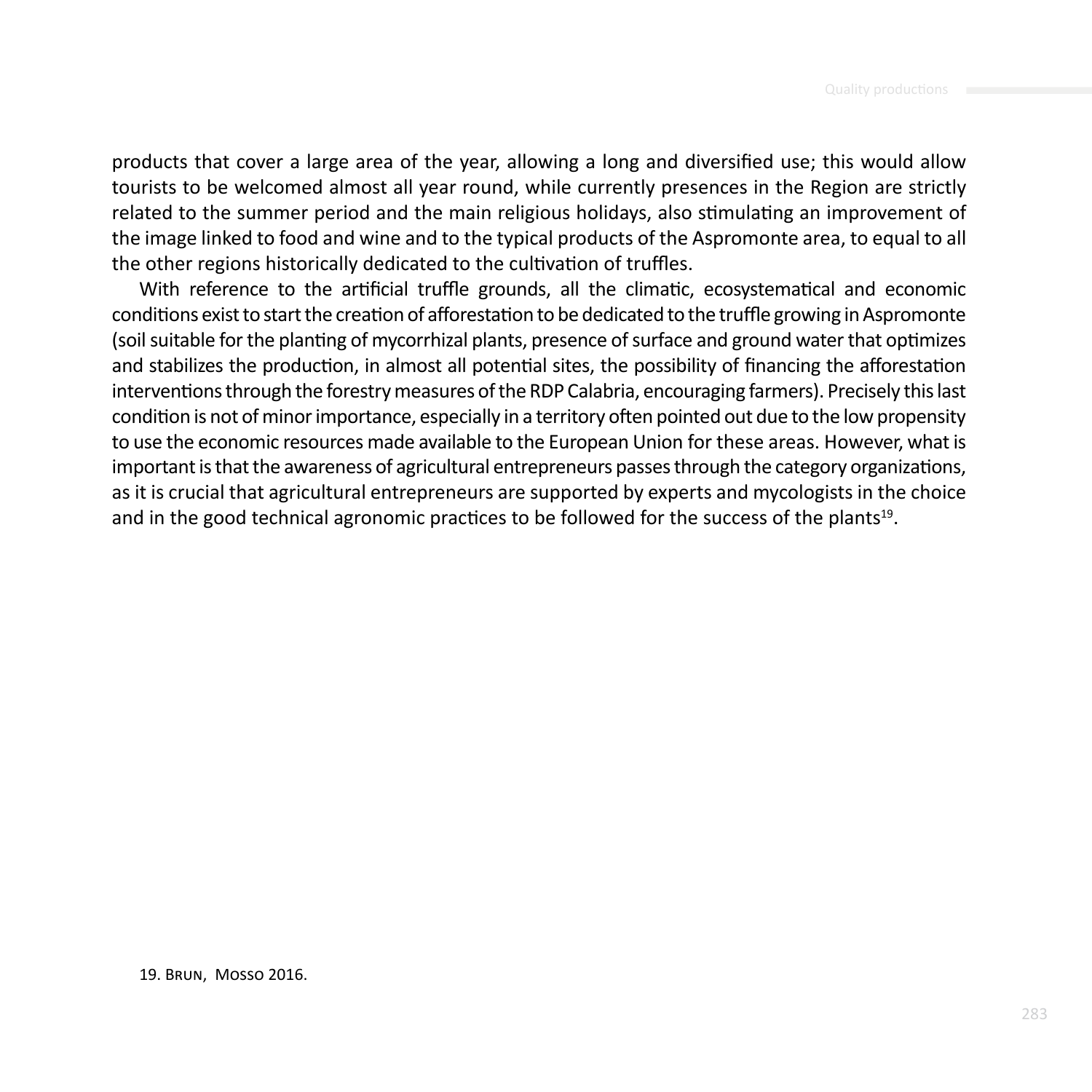products that cover a large area of the year, allowing a long and diversified use; this would allow tourists to be welcomed almost all year round, while currently presences in the Region are strictly related to the summer period and the main religious holidays, also stimulating an improvement of the image linked to food and wine and to the typical products of the Aspromonte area, to equal to all the other regions historically dedicated to the cultivation of truffles.

With reference to the artificial truffle grounds, all the climatic, ecosystematical and economic conditions exist to start the creation of afforestation to be dedicated to the truffle growing in Aspromonte (soil suitable for the planting of mycorrhizal plants, presence of surface and ground water that optimizes and stabilizes the production, in almost all potential sites, the possibility of financing the afforestation interventions through the forestry measures of the RDP Calabria, encouraging farmers). Precisely this last condition is not of minor importance, especially in a territory often pointed out due to the low propensity to use the economic resources made available to the European Union for these areas. However, what is important is that the awareness of agricultural entrepreneurs passes through the category organizations, as it is crucial that agricultural entrepreneurs are supported by experts and mycologists in the choice and in the good technical agronomic practices to be followed for the success of the plants[19].

19. Brun, Mosso 2016.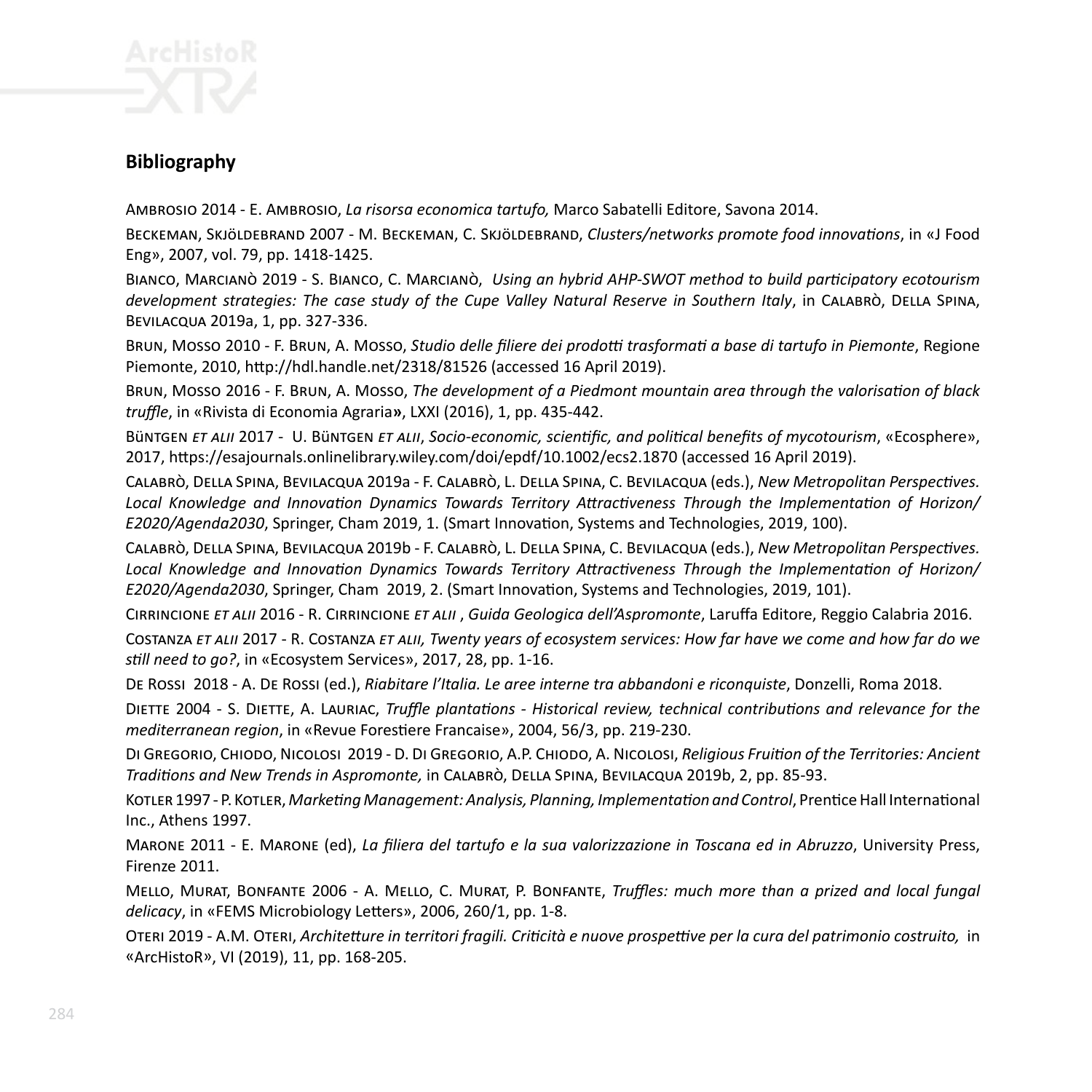## Bibliography

Ambrosio 2014 - E. Ambrosio, *La risorsa economica tartufo,* Marco Sabatelli Editore, Savona 2014.

Beckeman, Skjöldebrand 2007 - M. Beckeman, C. Skjöldebrand, *Clusters/networks promote food innovations*, in «J Food Eng», 2007, vol. 79, pp. 1418-1425.

Bianco, Marcianò 2019 - S. Bianco, C. Marcianò, *Using an hybrid AHP-SWOT method to build participatory ecotourism development strategies: The case study of the Cupe Valley Natural Reserve in Southern Italy*, in Calabrò, Della Spina, Bevilacqua 2019a, 1, pp. 327-336.

Brun, Mosso 2010 - F. Brun, A. Mosso, *Studio delle filiere dei prodotti trasformati a base di tartufo in Piemonte*, Regione Piemonte, 2010, http://hdl.handle.net/2318/81526 (accessed 16 April 2019).

Brun, Mosso 2016 - F. Brun, A. Mosso, *The development of a Piedmont mountain area through the valorisation of black truffle*, in «Rivista di Economia Agraria», LXXI (2016), 1, pp. 435-442.

Büntgen *et alii* 2017 - U. Büntgen *et alii*, *Socio-economic, scientific, and political benefits of mycotourism*, «Ecosphere», 2017, https://esajournals.onlinelibrary.wiley.com/doi/epdf/10.1002/ecs2.1870 (accessed 16 April 2019).

Calabrò, Della Spina, Bevilacqua 2019a - F. Calabrò, L. Della Spina, C. Bevilacqua (eds.), *New Metropolitan Perspectives. Local Knowledge and Innovation Dynamics Towards Territory Attractiveness Through the Implementation of Horizon/E2020/Agenda2030*, Springer, Cham 2019, 1. (Smart Innovation, Systems and Technologies, 2019, 100).

Calabrò, Della Spina, Bevilacqua 2019b - F. Calabrò, L. Della Spina, C. Bevilacqua (eds.), *New Metropolitan Perspectives. Local Knowledge and Innovation Dynamics Towards Territory Attractiveness Through the Implementation of Horizon/E2020/Agenda2030*, Springer, Cham 2019, 2. (Smart Innovation, Systems and Technologies, 2019, 101).

Cirrincione *et alii* 2016 - R. Cirrincione *et alii* , *Guida Geologica dell'Aspromonte*, Laruffa Editore, Reggio Calabria 2016.

Costanza *et alii* 2017 - R. Costanza *et alii, Twenty years of ecosystem services: How far have we come and how far do we still need to go?*, in «Ecosystem Services», 2017, 28, pp. 1-16.

De Rossi 2018 - A. De Rossi (ed.), *Riabitare l'Italia. Le aree interne tra abbandoni e riconquiste*, Donzelli, Roma 2018.

Diette 2004 - S. Diette, A. Lauriac, *Truffle plantations - Historical review, technical contributions and relevance for the mediterranean region*, in «Revue Forestiere Francaise», 2004, 56/3, pp. 219-230.

Di Gregorio, Chiodo, Nicolosi 2019 - D. Di Gregorio, A.P. Chiodo, A. Nicolosi, *Religious Fruition of the Territories: Ancient Traditions and New Trends in Aspromonte,* in Calabrò, Della Spina, Bevilacqua 2019b, 2, pp. 85-93.

Kotler 1997 - P. Kotler, *Marketing Management: Analysis, Planning, Implementation and Control*, Prentice Hall International Inc., Athens 1997.

Marone 2011 - E. Marone (ed), *La filiera del tartufo e la sua valorizzazione in Toscana ed in Abruzzo*, University Press, Firenze 2011.

Mello, Murat, Bonfante 2006 - A. Mello, C. Murat, P. Bonfante, *Truffles: much more than a prized and local fungal delicacy*, in «FEMS Microbiology Letters», 2006, 260/1, pp. 1-8.

Oteri 2019 - A.M. Oteri, *Architetture in territori fragili. Criticità e nuove prospettive per la cura del patrimonio costruito,* in «ArcHistoR», VI (2019), 11, pp. 168-205.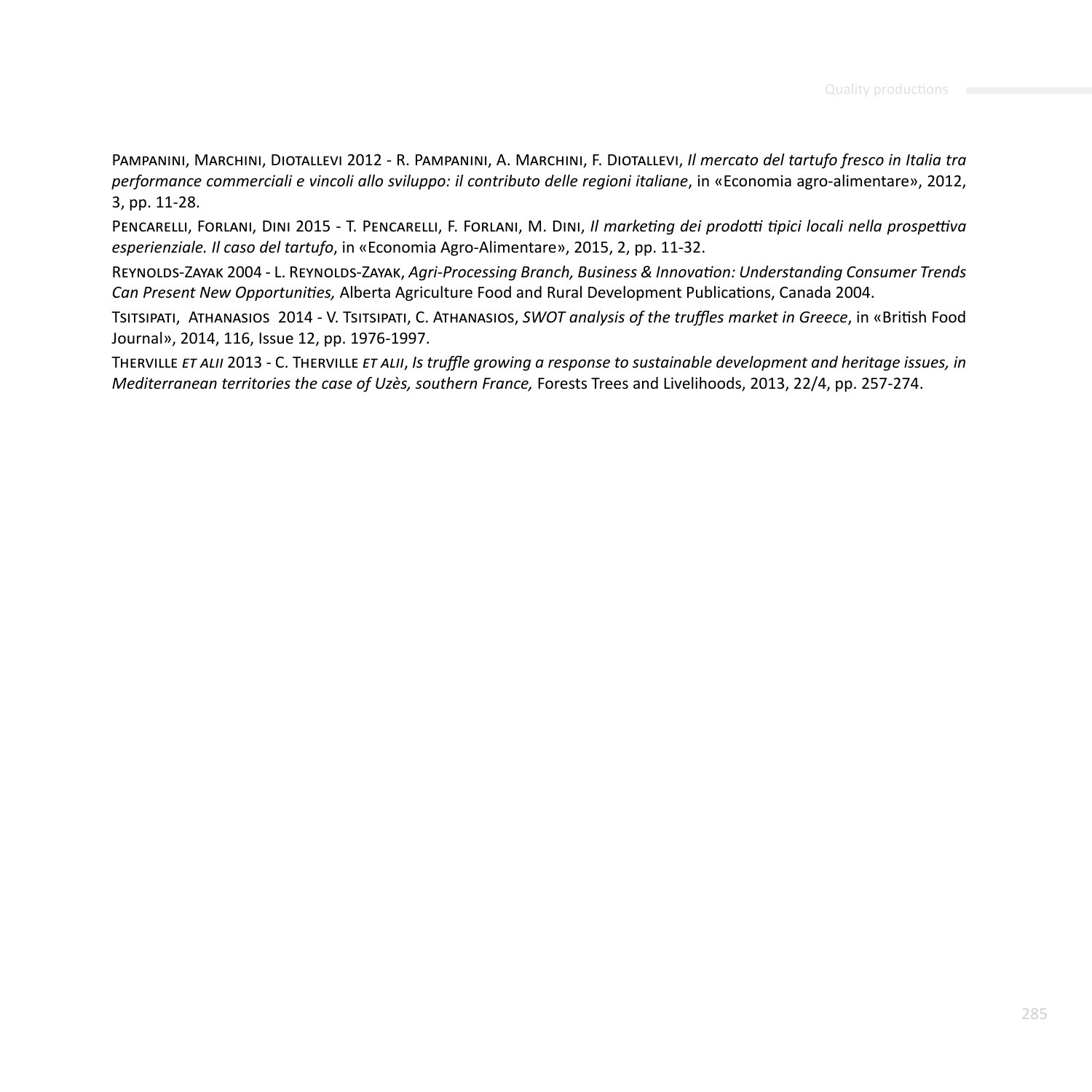Pampanini, Marchini, Diotallevi 2012 - R. Pampanini, A. Marchini, F. Diotallevi, *Il mercato del tartufo fresco in Italia tra performance commerciali e vincoli allo sviluppo: il contributo delle regioni italiane*, in «Economia agro-alimentare», 2012, 3, pp. 11-28.

Pencarelli, Forlani, Dini 2015 - T. Pencarelli, F. Forlani, M. Dini, *Il marketing dei prodotti tipici locali nella prospettiva esperienziale. Il caso del tartufo*, in «Economia Agro-Alimentare», 2015, 2, pp. 11-32.

Reynolds-Zayak 2004 - L. Reynolds-Zayak, *Agri-Processing Branch, Business & Innovation: Understanding Consumer Trends Can Present New Opportunities,* Alberta Agriculture Food and Rural Development Publications, Canada 2004.

Tsitsipati, Athanasios 2014 - V. Tsitsipati, C. Athanasios, *SWOT analysis of the truffles market in Greece*, in «British Food Journal», 2014, 116, Issue 12, pp. 1976-1997.

Therville *et alii* 2013 - C. Therville *et alii*, *Is truffle growing a response to sustainable development and heritage issues, in Mediterranean territories the case of Uzès, southern France,* Forests Trees and Livelihoods, 2013, 22/4, pp. 257-274.